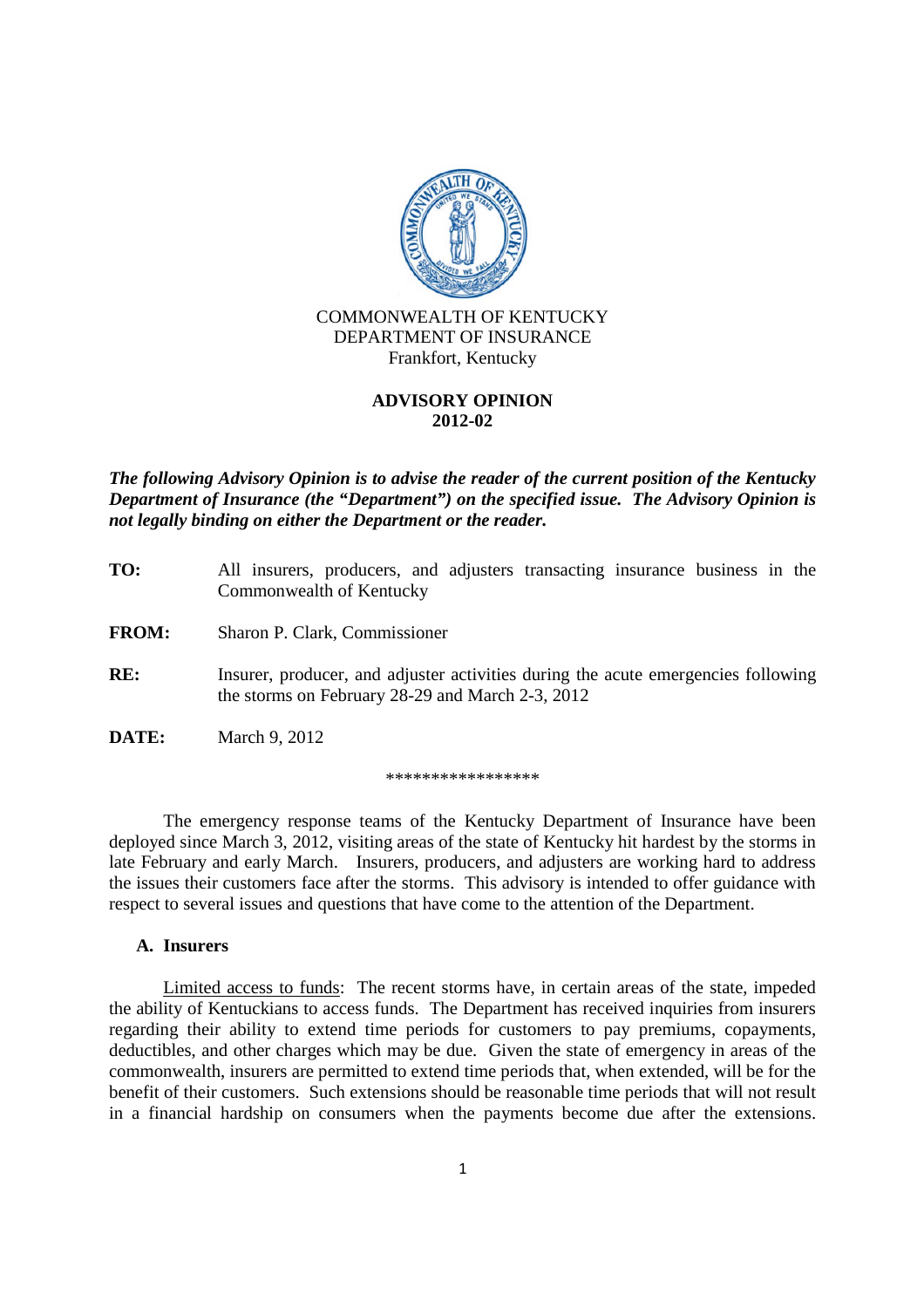COMMONWEALTH OF KENTUCKY
DEPARTMENT OF INSURANCE
Frankfort, Kentucky

# ADVISORY OPINION 2012-02

***The following Advisory Opinion is to advise the reader of the current position of the Kentucky Department of Insurance (the "Department") on the specified issue. The Advisory Opinion is not legally binding on either the Department or the reader.***

**TO:** All insurers, producers, and adjusters transacting insurance business in the Commonwealth of Kentucky

**FROM:** Sharon P. Clark, Commissioner

**RE:** Insurer, producer, and adjuster activities during the acute emergencies following the storms on February 28-29 and March 2-3, 2012

**DATE:** March 9, 2012

*****************

The emergency response teams of the Kentucky Department of Insurance have been deployed since March 3, 2012, visiting areas of the state of Kentucky hit hardest by the storms in late February and early March. Insurers, producers, and adjusters are working hard to address the issues their customers face after the storms. This advisory is intended to offer guidance with respect to several issues and questions that have come to the attention of the Department.

## A. Insurers

Limited access to funds: The recent storms have, in certain areas of the state, impeded the ability of Kentuckians to access funds. The Department has received inquiries from insurers regarding their ability to extend time periods for customers to pay premiums, copayments, deductibles, and other charges which may be due. Given the state of emergency in areas of the commonwealth, insurers are permitted to extend time periods that, when extended, will be for the benefit of their customers. Such extensions should be reasonable time periods that will not result in a financial hardship on consumers when the payments become due after the extensions.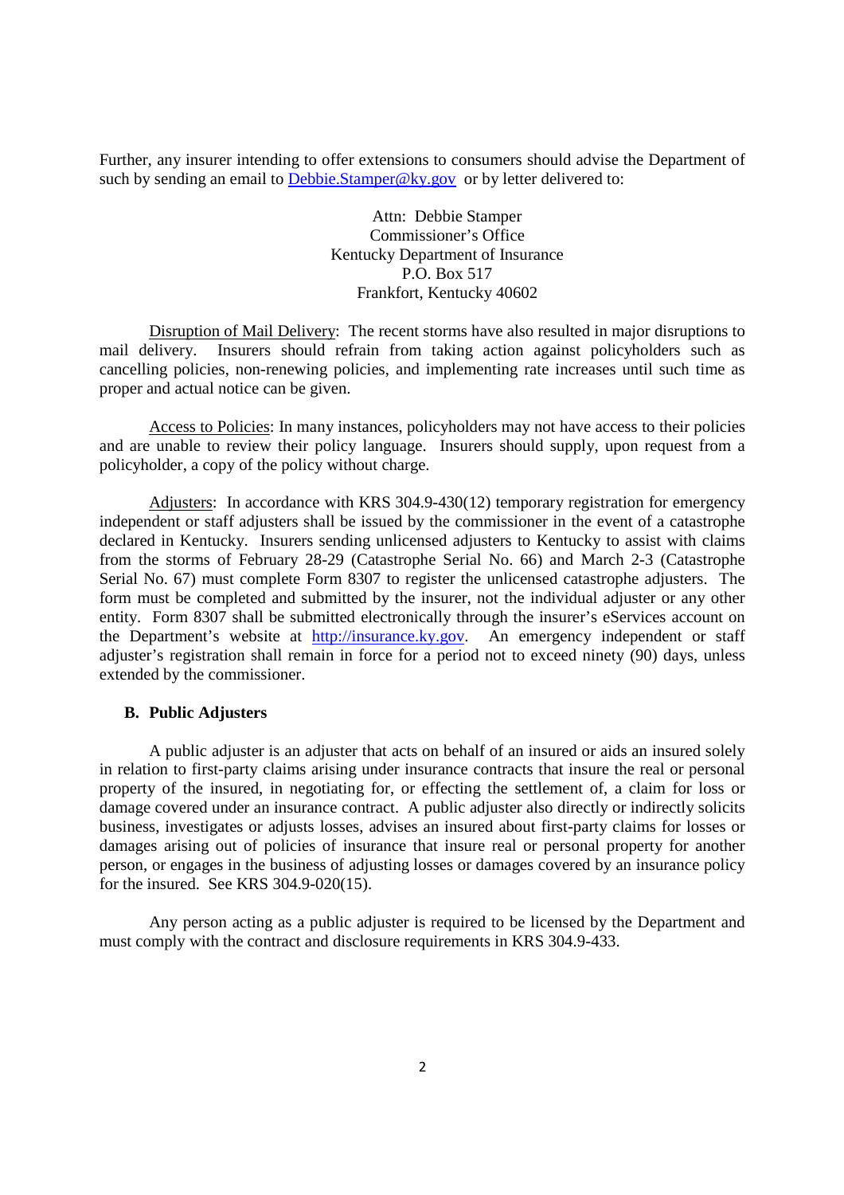Further, any insurer intending to offer extensions to consumers should advise the Department of such by sending an email to [Debbie.Stamper@ky.gov](mailto:Debbie.Stamper@ky.gov) or by letter delivered to:

Attn: Debbie Stamper  
Commissioner's Office  
Kentucky Department of Insurance  
P.O. Box 517  
Frankfort, Kentucky 40602

Disruption of Mail Delivery: The recent storms have also resulted in major disruptions to mail delivery. Insurers should refrain from taking action against policyholders such as cancelling policies, non-renewing policies, and implementing rate increases until such time as proper and actual notice can be given.

Access to Policies: In many instances, policyholders may not have access to their policies and are unable to review their policy language. Insurers should supply, upon request from a policyholder, a copy of the policy without charge.

Adjusters: In accordance with KRS 304.9-430(12) temporary registration for emergency independent or staff adjusters shall be issued by the commissioner in the event of a catastrophe declared in Kentucky. Insurers sending unlicensed adjusters to Kentucky to assist with claims from the storms of February 28-29 (Catastrophe Serial No. 66) and March 2-3 (Catastrophe Serial No. 67) must complete Form 8307 to register the unlicensed catastrophe adjusters. The form must be completed and submitted by the insurer, not the individual adjuster or any other entity. Form 8307 shall be submitted electronically through the insurer's eServices account on the Department's website at [http://insurance.ky.gov](http://insurance.ky.gov). An emergency independent or staff adjuster's registration shall remain in force for a period not to exceed ninety (90) days, unless extended by the commissioner.

### B. Public Adjusters

A public adjuster is an adjuster that acts on behalf of an insured or aids an insured solely in relation to first-party claims arising under insurance contracts that insure the real or personal property of the insured, in negotiating for, or effecting the settlement of, a claim for loss or damage covered under an insurance contract. A public adjuster also directly or indirectly solicits business, investigates or adjusts losses, advises an insured about first-party claims for losses or damages arising out of policies of insurance that insure real or personal property for another person, or engages in the business of adjusting losses or damages covered by an insurance policy for the insured. See KRS 304.9-020(15).

Any person acting as a public adjuster is required to be licensed by the Department and must comply with the contract and disclosure requirements in KRS 304.9-433.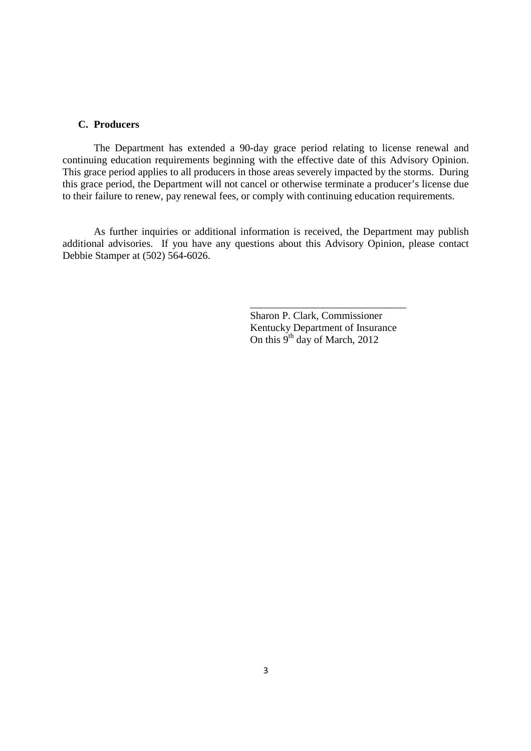### C. Producers

The Department has extended a 90-day grace period relating to license renewal and continuing education requirements beginning with the effective date of this Advisory Opinion. This grace period applies to all producers in those areas severely impacted by the storms. During this grace period, the Department will not cancel or otherwise terminate a producer's license due to their failure to renew, pay renewal fees, or comply with continuing education requirements.

As further inquiries or additional information is received, the Department may publish additional advisories. If you have any questions about this Advisory Opinion, please contact Debbie Stamper at (502) 564-6026.

______________________________

Sharon P. Clark, Commissioner
Kentucky Department of Insurance
On this 9th day of March, 2012